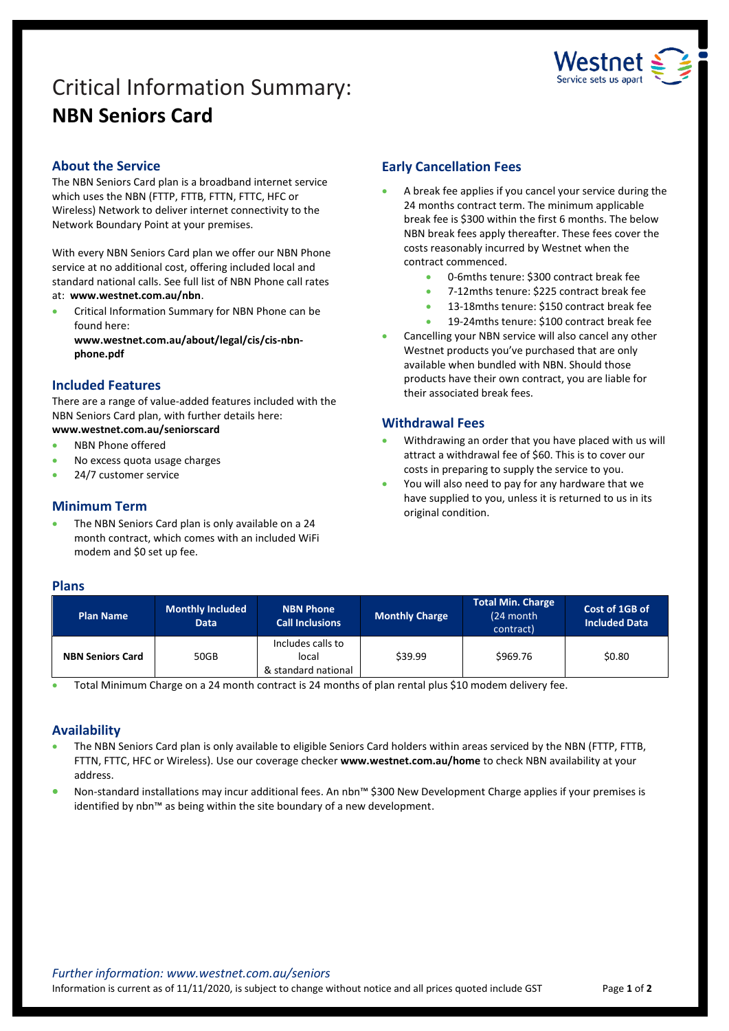# Critical Information Summary: **NBN Seniors Card**

## About the Service

The NBN Seniors Card plan is a broadband internet service which uses the NBN (FTTP, FTTB, FTTN, FTTC, HFC or Wireless) Network to deliver internet connectivity to the Network Boundary Point at your premises.

With every NBN Seniors Card plan we offer our NBN Phone service at no additional cost, offering included local and standard national calls. See full list of NBN Phone call rates at: **www.westnet.com.au/nbn**.

- Critical Information Summary for NBN Phone can be found here: **www.westnet.com.au/about/legal/cis/cis-nbn-phone.pdf**

## Included Features

There are a range of value-added features included with the NBN Seniors Card plan, with further details here: **www.westnet.com.au/seniorscard**

- NBN Phone offered
- No excess quota usage charges
- 24/7 customer service

## Minimum Term

- The NBN Seniors Card plan is only available on a 24 month contract, which comes with an included WiFi modem and $0 set up fee.

## Early Cancellation Fees

- A break fee applies if you cancel your service during the 24 months contract term. The minimum applicable break fee is $300 within the first 6 months. The below NBN break fees apply thereafter. These fees cover the costs reasonably incurred by Westnet when the contract commenced.
  - 0-6mths tenure: $300 contract break fee
  - 7-12mths tenure: $225 contract break fee
  - 13-18mths tenure: $150 contract break fee
  - 19-24mths tenure: $100 contract break fee
- Cancelling your NBN service will also cancel any other Westnet products you've purchased that are only available when bundled with NBN. Should those products have their own contract, you are liable for their associated break fees.

## Withdrawal Fees

- Withdrawing an order that you have placed with us will attract a withdrawal fee of $60. This is to cover our costs in preparing to supply the service to you.
- You will also need to pay for any hardware that we have supplied to you, unless it is returned to us in its original condition.

## Plans

| Plan Name | Monthly Included Data | NBN Phone Call Inclusions | Monthly Charge | Total Min. Charge (24 month contract) | Cost of 1GB of Included Data |
|---|---|---|---|---|---|
| **NBN Seniors Card** | 50GB | Includes calls to local & standard national | $39.99 | $969.76 | $0.80 |

- Total Minimum Charge on a 24 month contract is 24 months of plan rental plus $10 modem delivery fee.

## Availability

- The NBN Seniors Card plan is only available to eligible Seniors Card holders within areas serviced by the NBN (FTTP, FTTB, FTTN, FTTC, HFC or Wireless). Use our coverage checker **www.westnet.com.au/home** to check NBN availability at your address.
- Non-standard installations may incur additional fees. An nbn™ $300 New Development Charge applies if your premises is identified by nbn™ as being within the site boundary of a new development.

*Further information: www.westnet.com.au/seniors*

Information is current as of 11/11/2020, is subject to change without notice and all prices quoted include GST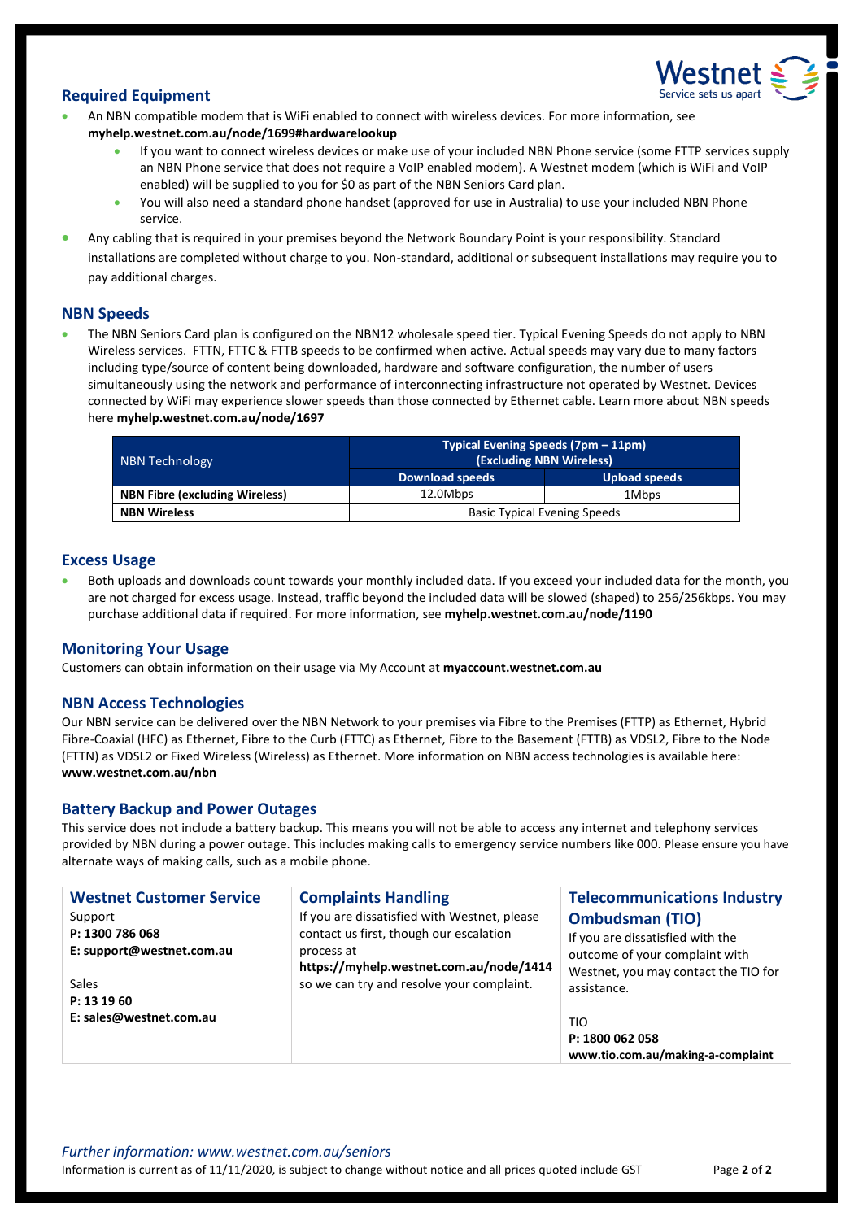## Required Equipment

- An NBN compatible modem that is WiFi enabled to connect with wireless devices. For more information, see **myhelp.westnet.com.au/node/1699#hardwarelookup**
  - If you want to connect wireless devices or make use of your included NBN Phone service (some FTTP services supply an NBN Phone service that does not require a VoIP enabled modem). A Westnet modem (which is WiFi and VoIP enabled) will be supplied to you for $0 as part of the NBN Seniors Card plan.
  - You will also need a standard phone handset (approved for use in Australia) to use your included NBN Phone service.
- Any cabling that is required in your premises beyond the Network Boundary Point is your responsibility. Standard installations are completed without charge to you. Non-standard, additional or subsequent installations may require you to pay additional charges.

## NBN Speeds

- The NBN Seniors Card plan is configured on the NBN12 wholesale speed tier. Typical Evening Speeds do not apply to NBN Wireless services. FTTN, FTTC & FTTB speeds to be confirmed when active. Actual speeds may vary due to many factors including type/source of content being downloaded, hardware and software configuration, the number of users simultaneously using the network and performance of interconnecting infrastructure not operated by Westnet. Devices connected by WiFi may experience slower speeds than those connected by Ethernet cable. Learn more about NBN speeds here **myhelp.westnet.com.au/node/1697**

| NBN Technology | Typical Evening Speeds (7pm – 11pm) (Excluding NBN Wireless) | |
|---|---|---|
| | Download speeds | Upload speeds |
| **NBN Fibre (excluding Wireless)** | 12.0Mbps | 1Mbps |
| **NBN Wireless** | Basic Typical Evening Speeds | |

## Excess Usage

- Both uploads and downloads count towards your monthly included data. If you exceed your included data for the month, you are not charged for excess usage. Instead, traffic beyond the included data will be slowed (shaped) to 256/256kbps. You may purchase additional data if required. For more information, see **myhelp.westnet.com.au/node/1190**

## Monitoring Your Usage

Customers can obtain information on their usage via My Account at **myaccount.westnet.com.au**

## NBN Access Technologies

Our NBN service can be delivered over the NBN Network to your premises via Fibre to the Premises (FTTP) as Ethernet, Hybrid Fibre-Coaxial (HFC) as Ethernet, Fibre to the Curb (FTTC) as Ethernet, Fibre to the Basement (FTTB) as VDSL2, Fibre to the Node (FTTN) as VDSL2 or Fixed Wireless (Wireless) as Ethernet. More information on NBN access technologies is available here: **www.westnet.com.au/nbn**

## Battery Backup and Power Outages

This service does not include a battery backup. This means you will not be able to access any internet and telephony services provided by NBN during a power outage. This includes making calls to emergency service numbers like 000. Please ensure you have alternate ways of making calls, such as a mobile phone.

### Westnet Customer Service

Support
**P: 1300 786 068**
**E: support@westnet.com.au**

Sales
**P: 13 19 60**
**E: sales@westnet.com.au**

### Complaints Handling

If you are dissatisfied with Westnet, please contact us first, though our escalation process at **https://myhelp.westnet.com.au/node/1414** so we can try and resolve your complaint.

### Telecommunications Industry Ombudsman (TIO)

If you are dissatisfied with the outcome of your complaint with Westnet, you may contact the TIO for assistance.

TIO
**P: 1800 062 058**
**www.tio.com.au/making-a-complaint**

*Further information: www.westnet.com.au/seniors*

Information is current as of 11/11/2020, is subject to change without notice and all prices quoted include GST